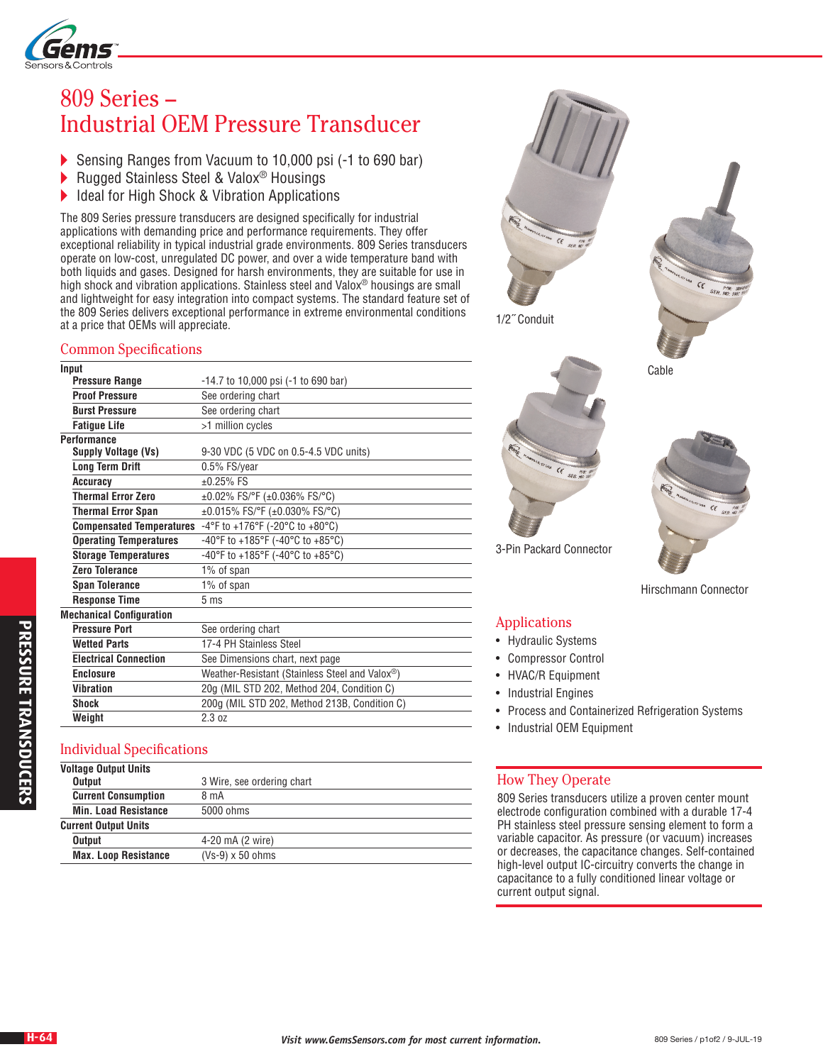# 809 Series – Industrial OEM Pressure Transducer

- Sensing Ranges from Vacuum to 10,000 psi (-1 to 690 bar)
- Rugged Stainless Steel & Valox® Housings
- Ideal for High Shock & Vibration Applications

The 809 Series pressure transducers are designed specifically for industrial applications with demanding price and performance requirements. They offer exceptional reliability in typical industrial grade environments. 809 Series transducers operate on low-cost, unregulated DC power, and over a wide temperature band with both liquids and gases. Designed for harsh environments, they are suitable for use in high shock and vibration applications. Stainless steel and Valox® housings are small and lightweight for easy integration into compact systems. The standard feature set of the 809 Series delivers exceptional performance in extreme environmental conditions at a price that OEMs will appreciate.

1/2˝ Conduit

Cable

3-Pin Packard Connector

Hirschmann Connector

## Common Specifications

| | |
|---|---|
| **Input** | |
| **Pressure Range** | -14.7 to 10,000 psi (-1 to 690 bar) |
| **Proof Pressure** | See ordering chart |
| **Burst Pressure** | See ordering chart |
| **Fatigue Life** | >1 million cycles |
| **Performance** | |
| **Supply Voltage (Vs)** | 9-30 VDC (5 VDC on 0.5-4.5 VDC units) |
| **Long Term Drift** | 0.5% FS/year |
| **Accuracy** | ±0.25% FS |
| **Thermal Error Zero** | ±0.02% FS/°F (±0.036% FS/°C) |
| **Thermal Error Span** | ±0.015% FS/°F (±0.030% FS/°C) |
| **Compensated Temperatures** | -4°F to +176°F (-20°C to +80°C) |
| **Operating Temperatures** | -40°F to +185°F (-40°C to +85°C) |
| **Storage Temperatures** | -40°F to +185°F (-40°C to +85°C) |
| **Zero Tolerance** | 1% of span |
| **Span Tolerance** | 1% of span |
| **Response Time** | 5 ms |
| **Mechanical Configuration** | |
| **Pressure Port** | See ordering chart |
| **Wetted Parts** | 17-4 PH Stainless Steel |
| **Electrical Connection** | See Dimensions chart, next page |
| **Enclosure** | Weather-Resistant (Stainless Steel and Valox®) |
| **Vibration** | 20g (MIL STD 202, Method 204, Condition C) |
| **Shock** | 200g (MIL STD 202, Method 213B, Condition C) |
| **Weight** | 2.3 oz |

## Individual Specifications

| | |
|---|---|
| **Voltage Output Units** | |
| **Output** | 3 Wire, see ordering chart |
| **Current Consumption** | 8 mA |
| **Min. Load Resistance** | 5000 ohms |
| **Current Output Units** | |
| **Output** | 4-20 mA (2 wire) |
| **Max. Loop Resistance** | (Vs-9) x 50 ohms |

## Applications

- Hydraulic Systems
- Compressor Control
- HVAC/R Equipment
- Industrial Engines
- Process and Containerized Refrigeration Systems
- Industrial OEM Equipment

## How They Operate

809 Series transducers utilize a proven center mount electrode configuration combined with a durable 17-4 PH stainless steel pressure sensing element to form a variable capacitor. As pressure (or vacuum) increases or decreases, the capacitance changes. Self-contained high-level output IC-circuitry converts the change in capacitance to a fully conditioned linear voltage or current output signal.

*Visit www.GemsSensors.com for most current information.*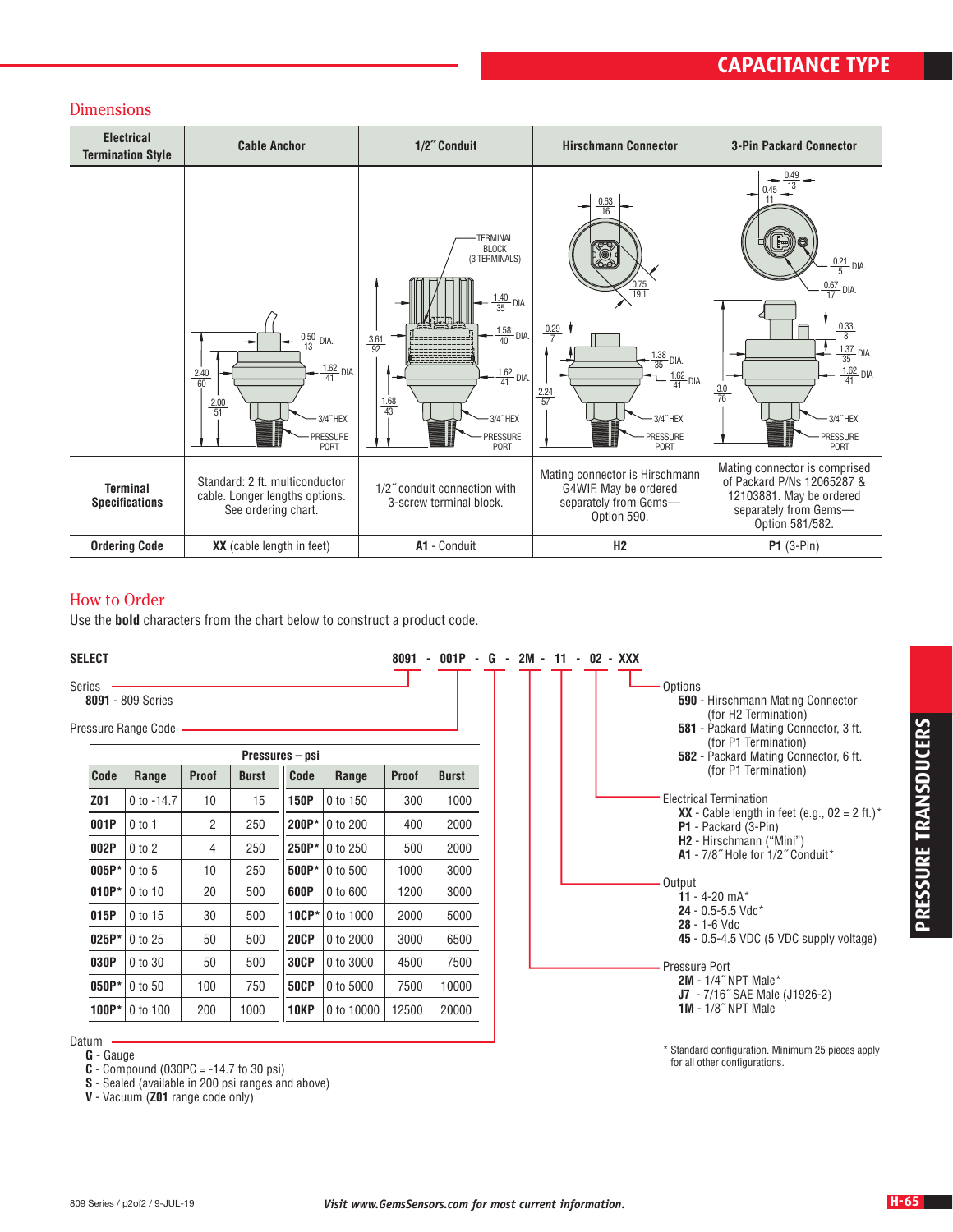## CAPACITANCE TYPE

## Dimensions

| Electrical Termination Style | Cable Anchor | 1/2″ Conduit | Hirschmann Connector | 3-Pin Packard Connector |
|---|---|---|---|---|
| Terminal Specifications | Standard: 2 ft. multiconductor cable. Longer lengths options. See ordering chart. | 1/2″ conduit connection with 3-screw terminal block. | Mating connector is Hirschmann G4WIF. May be ordered separately from Gems—Option 590. | Mating connector is comprised of Packard P/Ns 12065287 & 12103881. May be ordered separately from Gems—Option 581/582. |
| Ordering Code | **XX** (cable length in feet) | **A1** - Conduit | **H2** | **P1** (3-Pin) |

Cable Anchor: 0.50/13 DIA., 1.62/41 DIA., 2.40/60, 2.00/51, 3/4″ HEX, PRESSURE PORT

1/2″ Conduit: TERMINAL BLOCK (3 TERMINALS), 1.40/35 DIA., 1.58/40 DIA., 1.62/41 DIA., 3.61/92, 1.68/43, 3/4″ HEX, PRESSURE PORT

Hirschmann Connector: 0.63/16, 0.75/19.1, 0.29/7, 1.38/35 DIA., 1.62/41 DIA., 2.24/57, 3/4″ HEX, PRESSURE PORT

3-Pin Packard Connector: 0.49/13, 0.45/11, 0.21/5 DIA., 0.67/17 DIA., 0.33/8, 1.37/35 DIA., 1.62/41 DIA, 3.0/76, 3/4″ HEX, PRESSURE PORT

## How to Order

Use the **bold** characters from the chart below to construct a product code.

**SELECT** 8091 - 001P - G - 2M - 11 - 02 - XXX

**Series**
- **8091** - 809 Series

**Pressure Range Code**

| Pressures – psi | | | | | | | |
|---|---|---|---|---|---|---|---|
| Code | Range | Proof | Burst | Code | Range | Proof | Burst |
| **Z01** | 0 to -14.7 | 10 | 15 | **150P** | 0 to 150 | 300 | 1000 |
| **001P** | 0 to 1 | 2 | 250 | **200P*** | 0 to 200 | 400 | 2000 |
| **002P** | 0 to 2 | 4 | 250 | **250P*** | 0 to 250 | 500 | 2000 |
| **005P*** | 0 to 5 | 10 | 250 | **500P*** | 0 to 500 | 1000 | 3000 |
| **010P*** | 0 to 10 | 20 | 500 | **600P** | 0 to 600 | 1200 | 3000 |
| **015P** | 0 to 15 | 30 | 500 | **10CP*** | 0 to 1000 | 2000 | 5000 |
| **025P*** | 0 to 25 | 50 | 500 | **20CP** | 0 to 2000 | 3000 | 6500 |
| **030P** | 0 to 30 | 50 | 500 | **30CP** | 0 to 3000 | 4500 | 7500 |
| **050P*** | 0 to 50 | 100 | 750 | **50CP** | 0 to 5000 | 7500 | 10000 |
| **100P*** | 0 to 100 | 200 | 1000 | **10KP** | 0 to 10000 | 12500 | 20000 |

**Datum**
- **G** - Gauge
- **C** - Compound (030PC = -14.7 to 30 psi)
- **S** - Sealed (available in 200 psi ranges and above)
- **V** - Vacuum (**Z01** range code only)

**Pressure Port**
- **2M** - 1/4″ NPT Male*
- **J7** - 7/16″ SAE Male (J1926-2)
- **1M** - 1/8″ NPT Male

**Output**
- **11** - 4-20 mA*
- **24** - 0.5-5.5 Vdc*
- **28** - 1-6 Vdc
- **45** - 0.5-4.5 VDC (5 VDC supply voltage)

**Electrical Termination**
- **XX** - Cable length in feet (e.g., 02 = 2 ft.)*
- **P1** - Packard (3-Pin)
- **H2** - Hirschmann ("Mini")
- **A1** - 7/8″ Hole for 1/2″ Conduit*

**Options**
- **590** - Hirschmann Mating Connector (for H2 Termination)
- **581** - Packard Mating Connector, 3 ft. (for P1 Termination)
- **582** - Packard Mating Connector, 6 ft. (for P1 Termination)

\* Standard configuration. Minimum 25 pieces apply for all other configurations.

*Visit www.GemsSensors.com for most current information.*